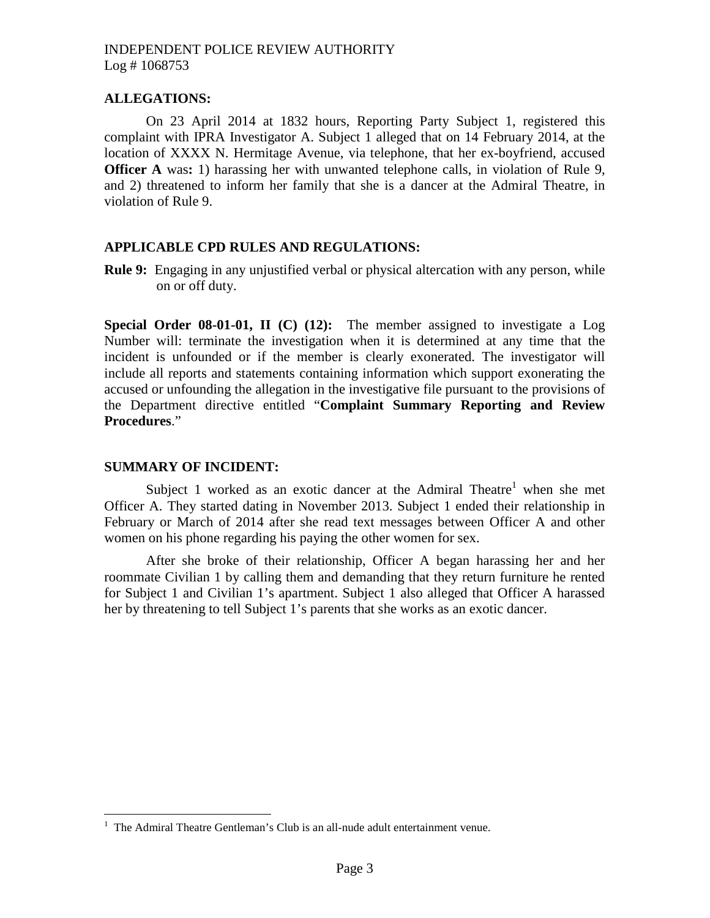INDEPENDENT POLICE REVIEW AUTHORITY
Log # 1068753

## ALLEGATIONS:

On 23 April 2014 at 1832 hours, Reporting Party Subject 1, registered this complaint with IPRA Investigator A. Subject 1 alleged that on 14 February 2014, at the location of XXXX N. Hermitage Avenue, via telephone, that her ex-boyfriend, accused **Officer A** was**:** 1) harassing her with unwanted telephone calls, in violation of Rule 9, and 2) threatened to inform her family that she is a dancer at the Admiral Theatre, in violation of Rule 9.

## APPLICABLE CPD RULES AND REGULATIONS:

**Rule 9:** Engaging in any unjustified verbal or physical altercation with any person, while on or off duty.

**Special Order 08-01-01, II (C) (12):** The member assigned to investigate a Log Number will: terminate the investigation when it is determined at any time that the incident is unfounded or if the member is clearly exonerated. The investigator will include all reports and statements containing information which support exonerating the accused or unfounding the allegation in the investigative file pursuant to the provisions of the Department directive entitled "**Complaint Summary Reporting and Review Procedures**."

## SUMMARY OF INCIDENT:

Subject 1 worked as an exotic dancer at the Admiral Theatre[1] when she met Officer A. They started dating in November 2013. Subject 1 ended their relationship in February or March of 2014 after she read text messages between Officer A and other women on his phone regarding his paying the other women for sex.

After she broke of their relationship, Officer A began harassing her and her roommate Civilian 1 by calling them and demanding that they return furniture he rented for Subject 1 and Civilian 1's apartment. Subject 1 also alleged that Officer A harassed her by threatening to tell Subject 1's parents that she works as an exotic dancer.

[1] The Admiral Theatre Gentleman's Club is an all-nude adult entertainment venue.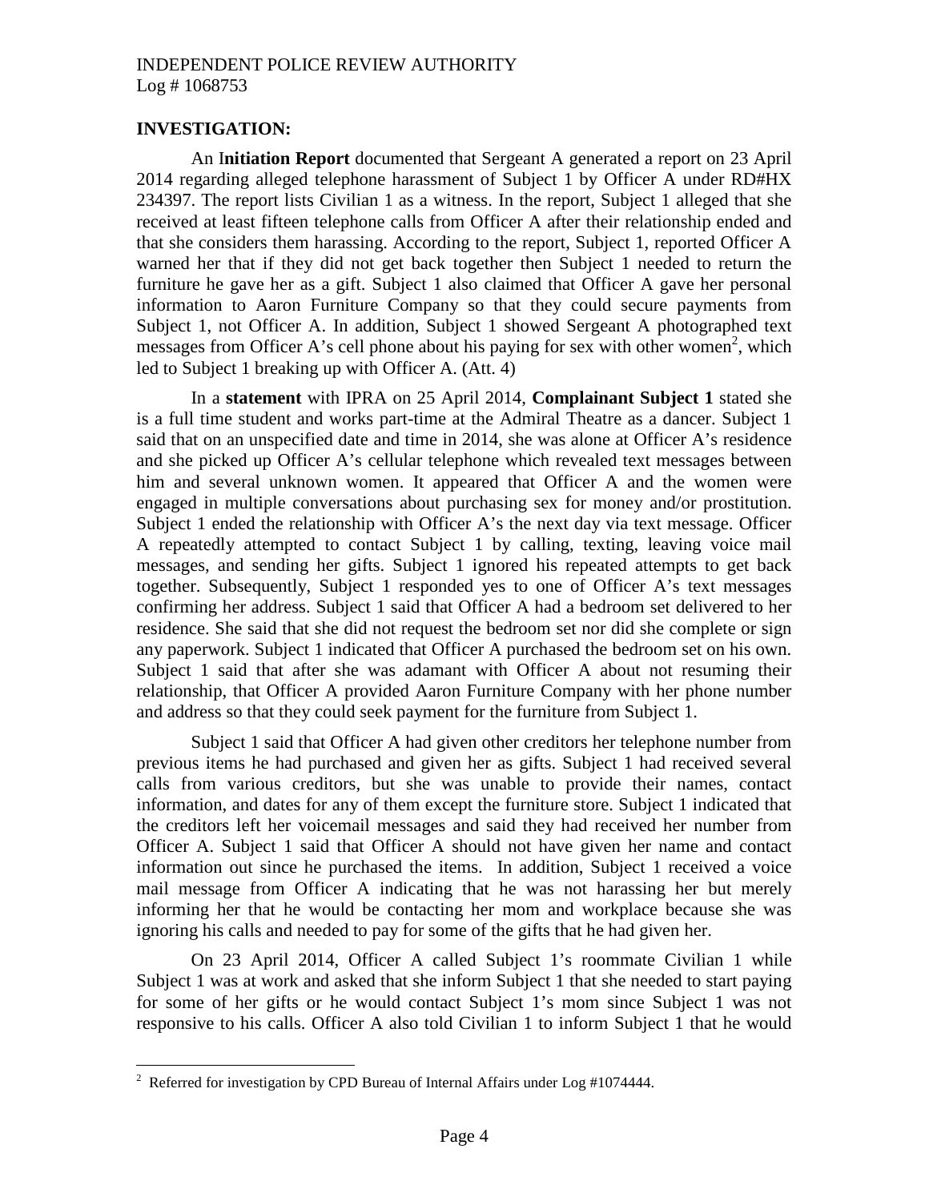## INVESTIGATION:

An I**nitiation Report** documented that Sergeant A generated a report on 23 April 2014 regarding alleged telephone harassment of Subject 1 by Officer A under RD#HX 234397. The report lists Civilian 1 as a witness. In the report, Subject 1 alleged that she received at least fifteen telephone calls from Officer A after their relationship ended and that she considers them harassing. According to the report, Subject 1, reported Officer A warned her that if they did not get back together then Subject 1 needed to return the furniture he gave her as a gift. Subject 1 also claimed that Officer A gave her personal information to Aaron Furniture Company so that they could secure payments from Subject 1, not Officer A. In addition, Subject 1 showed Sergeant A photographed text messages from Officer A's cell phone about his paying for sex with other women[2], which led to Subject 1 breaking up with Officer A. (Att. 4)

In a **statement** with IPRA on 25 April 2014, **Complainant Subject 1** stated she is a full time student and works part-time at the Admiral Theatre as a dancer. Subject 1 said that on an unspecified date and time in 2014, she was alone at Officer A's residence and she picked up Officer A's cellular telephone which revealed text messages between him and several unknown women. It appeared that Officer A and the women were engaged in multiple conversations about purchasing sex for money and/or prostitution. Subject 1 ended the relationship with Officer A's the next day via text message. Officer A repeatedly attempted to contact Subject 1 by calling, texting, leaving voice mail messages, and sending her gifts. Subject 1 ignored his repeated attempts to get back together. Subsequently, Subject 1 responded yes to one of Officer A's text messages confirming her address. Subject 1 said that Officer A had a bedroom set delivered to her residence. She said that she did not request the bedroom set nor did she complete or sign any paperwork. Subject 1 indicated that Officer A purchased the bedroom set on his own. Subject 1 said that after she was adamant with Officer A about not resuming their relationship, that Officer A provided Aaron Furniture Company with her phone number and address so that they could seek payment for the furniture from Subject 1.

Subject 1 said that Officer A had given other creditors her telephone number from previous items he had purchased and given her as gifts. Subject 1 had received several calls from various creditors, but she was unable to provide their names, contact information, and dates for any of them except the furniture store. Subject 1 indicated that the creditors left her voicemail messages and said they had received her number from Officer A. Subject 1 said that Officer A should not have given her name and contact information out since he purchased the items. In addition, Subject 1 received a voice mail message from Officer A indicating that he was not harassing her but merely informing her that he would be contacting her mom and workplace because she was ignoring his calls and needed to pay for some of the gifts that he had given her.

On 23 April 2014, Officer A called Subject 1's roommate Civilian 1 while Subject 1 was at work and asked that she inform Subject 1 that she needed to start paying for some of her gifts or he would contact Subject 1's mom since Subject 1 was not responsive to his calls. Officer A also told Civilian 1 to inform Subject 1 that he would

[2] Referred for investigation by CPD Bureau of Internal Affairs under Log #1074444.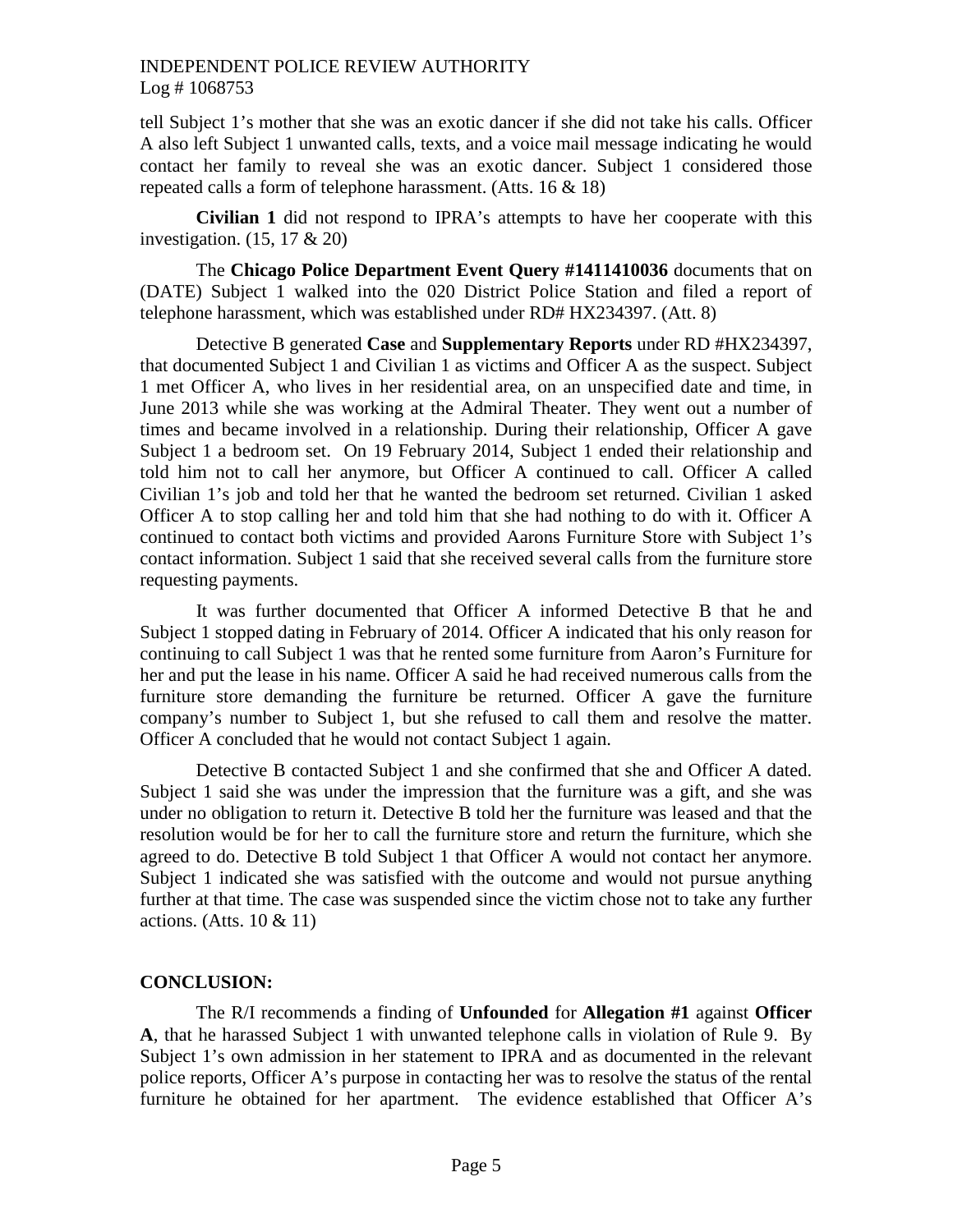tell Subject 1's mother that she was an exotic dancer if she did not take his calls. Officer A also left Subject 1 unwanted calls, texts, and a voice mail message indicating he would contact her family to reveal she was an exotic dancer. Subject 1 considered those repeated calls a form of telephone harassment. (Atts. 16 & 18)

**Civilian 1** did not respond to IPRA's attempts to have her cooperate with this investigation. (15, 17 & 20)

The **Chicago Police Department Event Query #1411410036** documents that on (DATE) Subject 1 walked into the 020 District Police Station and filed a report of telephone harassment, which was established under RD# HX234397. (Att. 8)

Detective B generated **Case** and **Supplementary Reports** under RD #HX234397, that documented Subject 1 and Civilian 1 as victims and Officer A as the suspect. Subject 1 met Officer A, who lives in her residential area, on an unspecified date and time, in June 2013 while she was working at the Admiral Theater. They went out a number of times and became involved in a relationship. During their relationship, Officer A gave Subject 1 a bedroom set. On 19 February 2014, Subject 1 ended their relationship and told him not to call her anymore, but Officer A continued to call. Officer A called Civilian 1's job and told her that he wanted the bedroom set returned. Civilian 1 asked Officer A to stop calling her and told him that she had nothing to do with it. Officer A continued to contact both victims and provided Aarons Furniture Store with Subject 1's contact information. Subject 1 said that she received several calls from the furniture store requesting payments.

It was further documented that Officer A informed Detective B that he and Subject 1 stopped dating in February of 2014. Officer A indicated that his only reason for continuing to call Subject 1 was that he rented some furniture from Aaron's Furniture for her and put the lease in his name. Officer A said he had received numerous calls from the furniture store demanding the furniture be returned. Officer A gave the furniture company's number to Subject 1, but she refused to call them and resolve the matter. Officer A concluded that he would not contact Subject 1 again.

Detective B contacted Subject 1 and she confirmed that she and Officer A dated. Subject 1 said she was under the impression that the furniture was a gift, and she was under no obligation to return it. Detective B told her the furniture was leased and that the resolution would be for her to call the furniture store and return the furniture, which she agreed to do. Detective B told Subject 1 that Officer A would not contact her anymore. Subject 1 indicated she was satisfied with the outcome and would not pursue anything further at that time. The case was suspended since the victim chose not to take any further actions. (Atts. 10 & 11)

## CONCLUSION:

The R/I recommends a finding of **Unfounded** for **Allegation #1** against **Officer A**, that he harassed Subject 1 with unwanted telephone calls in violation of Rule 9. By Subject 1's own admission in her statement to IPRA and as documented in the relevant police reports, Officer A's purpose in contacting her was to resolve the status of the rental furniture he obtained for her apartment. The evidence established that Officer A's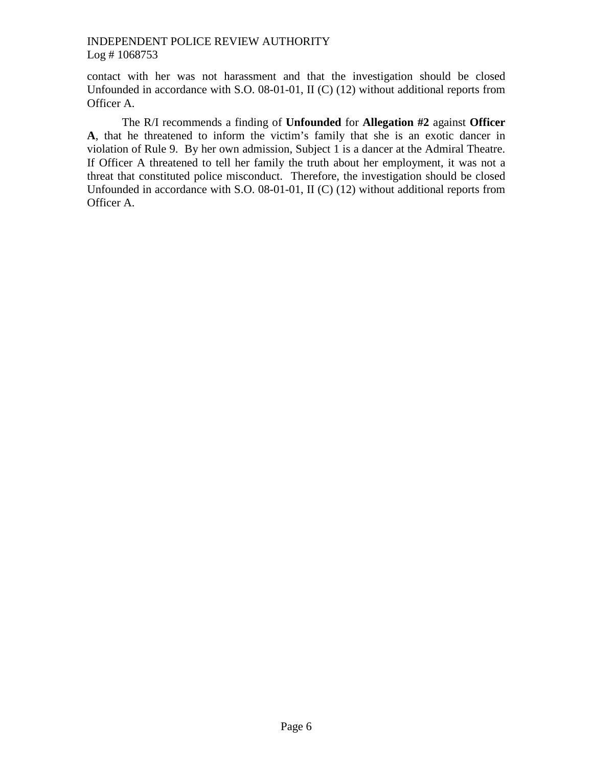contact with her was not harassment and that the investigation should be closed Unfounded in accordance with S.O. 08-01-01, II (C) (12) without additional reports from Officer A.

The R/I recommends a finding of **Unfounded** for **Allegation #2** against **Officer A**, that he threatened to inform the victim's family that she is an exotic dancer in violation of Rule 9. By her own admission, Subject 1 is a dancer at the Admiral Theatre. If Officer A threatened to tell her family the truth about her employment, it was not a threat that constituted police misconduct. Therefore, the investigation should be closed Unfounded in accordance with S.O. 08-01-01, II (C) (12) without additional reports from Officer A.